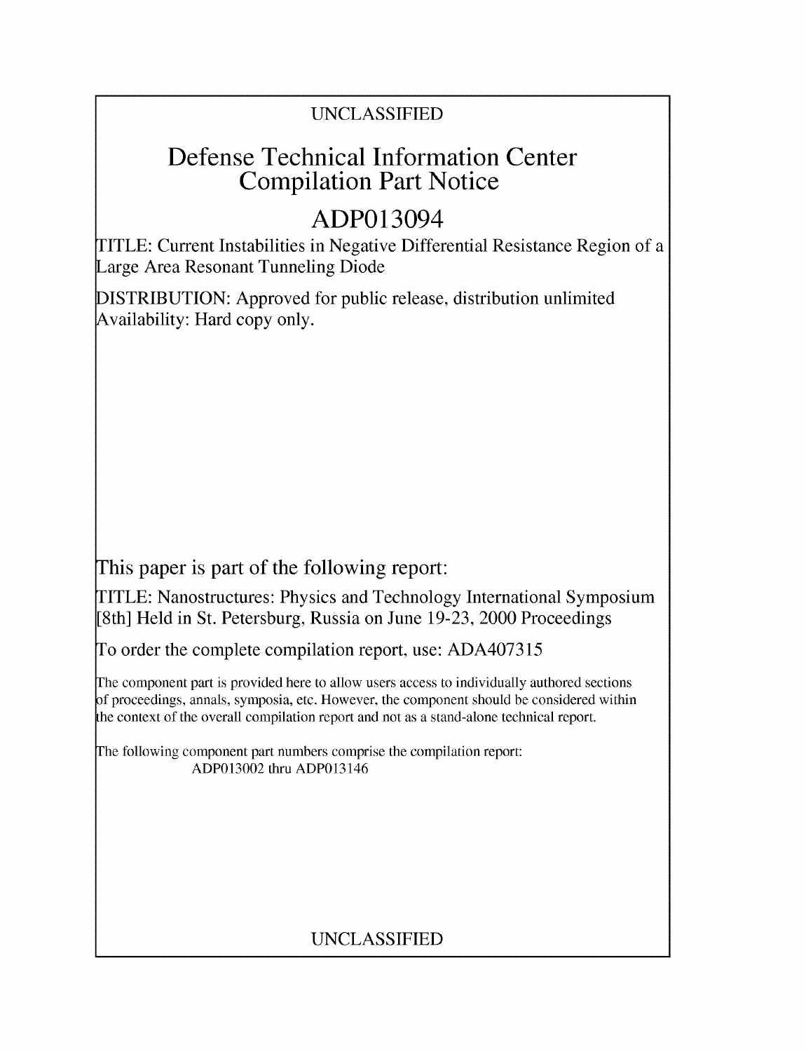UNCLASSIFIED

# Defense Technical Information Center Compilation Part Notice

# ADP013094

TITLE: Current Instabilities in Negative Differential Resistance Region of a Large Area Resonant Tunneling Diode

DISTRIBUTION: Approved for public release, distribution unlimited
Availability: Hard copy only.

This paper is part of the following report:

TITLE: Nanostructures: Physics and Technology International Symposium [8th] Held in St. Petersburg, Russia on June 19-23, 2000 Proceedings

To order the complete compilation report, use: ADA407315

The component part is provided here to allow users access to individually authored sections of proceedings, annals, symposia, etc. However, the component should be considered within the context of the overall compilation report and not as a stand-alone technical report.

The following component part numbers comprise the compilation report:
ADP013002 thru ADP013146

UNCLASSIFIED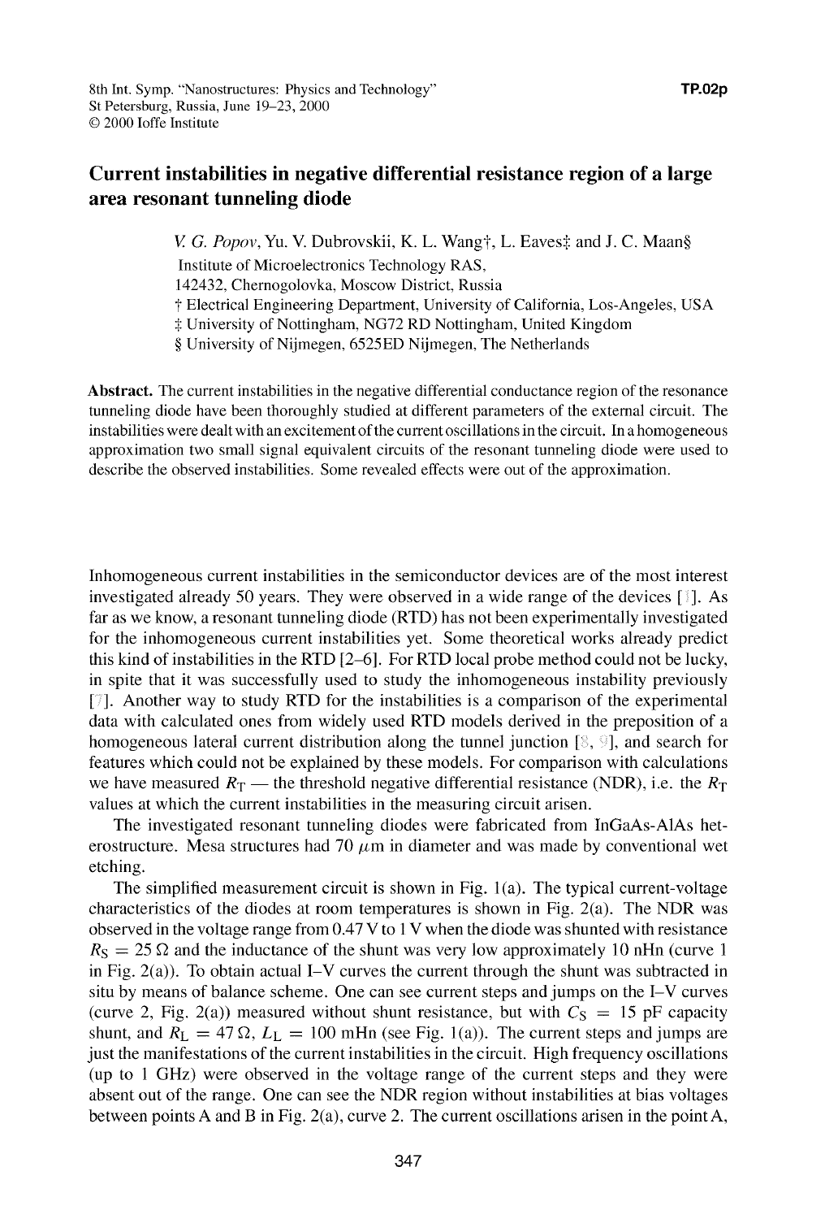Current instabilities in negative differential resistance region of a large area resonant tunneling diode

*V. G. Popov*, Yu. V. Dubrovskii, K. L. Wang†, L. Eaves‡ and J. C. Maan§

Institute of Microelectronics Technology RAS,
142432, Chernogolovka, Moscow District, Russia
† Electrical Engineering Department, University of California, Los-Angeles, USA
‡ University of Nottingham, NG72 RD Nottingham, United Kingdom
§ University of Nijmegen, 6525ED Nijmegen, The Netherlands

**Abstract.** The current instabilities in the negative differential conductance region of the resonance tunneling diode have been thoroughly studied at different parameters of the external circuit. The instabilities were dealt with an excitement of the current oscillations in the circuit. In a homogeneous approximation two small signal equivalent circuits of the resonant tunneling diode were used to describe the observed instabilities. Some revealed effects were out of the approximation.

Inhomogeneous current instabilities in the semiconductor devices are of the most interest investigated already 50 years. They were observed in a wide range of the devices [1]. As far as we know, a resonant tunneling diode (RTD) has not been experimentally investigated for the inhomogeneous current instabilities yet. Some theoretical works already predict this kind of instabilities in the RTD [2–6]. For RTD local probe method could not be lucky, in spite that it was successfully used to study the inhomogeneous instability previously [7]. Another way to study RTD for the instabilities is a comparison of the experimental data with calculated ones from widely used RTD models derived in the preposition of a homogeneous lateral current distribution along the tunnel junction [8, 9], and search for features which could not be explained by these models. For comparison with calculations we have measured $R_T$ — the threshold negative differential resistance (NDR), i.e. the $R_T$ values at which the current instabilities in the measuring circuit arisen.

The investigated resonant tunneling diodes were fabricated from InGaAs-AlAs heterostructure. Mesa structures had 70 $\mu$m in diameter and was made by conventional wet etching.

The simplified measurement circuit is shown in Fig. 1(a). The typical current-voltage characteristics of the diodes at room temperatures is shown in Fig. 2(a). The NDR was observed in the voltage range from 0.47 V to 1 V when the diode was shunted with resistance $R_S = 25\ \Omega$ and the inductance of the shunt was very low approximately 10 nHn (curve 1 in Fig. 2(a)). To obtain actual I–V curves the current through the shunt was subtracted in situ by means of balance scheme. One can see current steps and jumps on the I–V curves (curve 2, Fig. 2(a)) measured without shunt resistance, but with $C_S = 15$ pF capacity shunt, and $R_L = 47\ \Omega$, $L_L = 100$ mHn (see Fig. 1(a)). The current steps and jumps are just the manifestations of the current instabilities in the circuit. High frequency oscillations (up to 1 GHz) were observed in the voltage range of the current steps and they were absent out of the range. One can see the NDR region without instabilities at bias voltages between points A and B in Fig. 2(a), curve 2. The current oscillations arisen in the point A,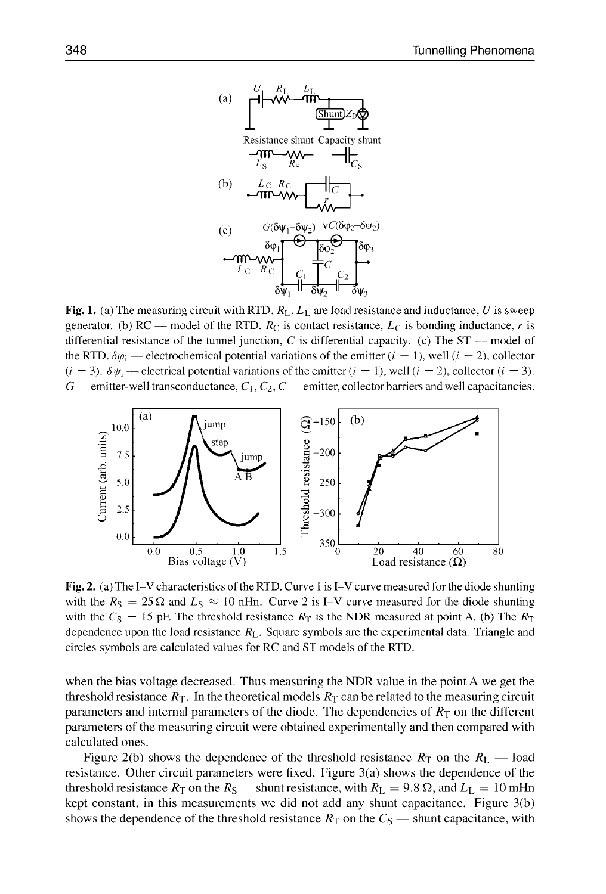**Fig. 1.** (a) The measuring circuit with RTD. $R_L$, $L_L$ are load resistance and inductance, $U$ is sweep generator. (b) RC — model of the RTD. $R_C$ is contact resistance, $L_C$ is bonding inductance, $r$ is differential resistance of the tunnel junction, $C$ is differential capacity. (c) The ST — model of the RTD. $\delta\varphi_i$ — electrochemical potential variations of the emitter ($i = 1$), well ($i = 2$), collector ($i = 3$). $\delta\psi_i$ — electrical potential variations of the emitter ($i = 1$), well ($i = 2$), collector ($i = 3$). $G$ — emitter-well transconductance, $C_1$, $C_2$, $C$ — emitter, collector barriers and well capacitancies.

**Fig. 2.** (a) The I–V characteristics of the RTD. Curve 1 is I–V curve measured for the diode shunting with the $R_S = 25\,\Omega$ and $L_S \approx 10$ nHn. Curve 2 is I–V curve measured for the diode shunting with the $C_S = 15$ pF. The threshold resistance $R_T$ is the NDR measured at point A. (b) The $R_T$ dependence upon the load resistance $R_L$. Square symbols are the experimental data. Triangle and circles symbols are calculated values for RC and ST models of the RTD.

when the bias voltage decreased. Thus measuring the NDR value in the point A we get the threshold resistance $R_T$. In the theoretical models $R_T$ can be related to the measuring circuit parameters and internal parameters of the diode. The dependencies of $R_T$ on the different parameters of the measuring circuit were obtained experimentally and then compared with calculated ones.

Figure 2(b) shows the dependence of the threshold resistance $R_T$ on the $R_L$ — load resistance. Other circuit parameters were fixed. Figure 3(a) shows the dependence of the threshold resistance $R_T$ on the $R_S$ — shunt resistance, with $R_L = 9.8\,\Omega$, and $L_L = 10$ mHn kept constant, in this measurements we did not add any shunt capacitance. Figure 3(b) shows the dependence of the threshold resistance $R_T$ on the $C_S$ — shunt capacitance, with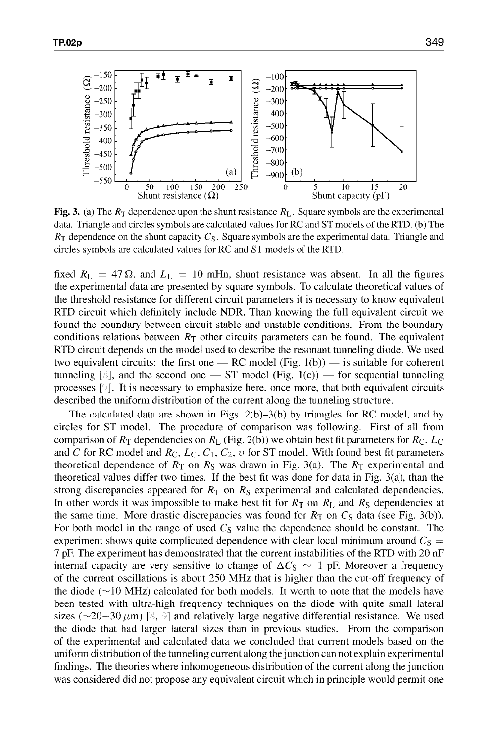**Fig. 3.** (a) The $R_T$ dependence upon the shunt resistance $R_L$. Square symbols are the experimental data. Triangle and circles symbols are calculated values for RC and ST models of the RTD. (b) The $R_T$ dependence on the shunt capacity $C_S$. Square symbols are the experimental data. Triangle and circles symbols are calculated values for RC and ST models of the RTD.

fixed $R_L = 47\,\Omega$, and $L_L = 10$ mHn, shunt resistance was absent. In all the figures the experimental data are presented by square symbols. To calculate theoretical values of the threshold resistance for different circuit parameters it is necessary to know equivalent RTD circuit which definitely include NDR. Than knowing the full equivalent circuit we found the boundary between circuit stable and unstable conditions. From the boundary conditions relations between $R_T$ other circuits parameters can be found. The equivalent RTD circuit depends on the model used to describe the resonant tunneling diode. We used two equivalent circuits: the first one — RC model (Fig. 1(b)) — is suitable for coherent tunneling [8], and the second one — ST model (Fig. 1(c)) — for sequential tunneling processes [9]. It is necessary to emphasize here, once more, that both equivalent circuits described the uniform distribution of the current along the tunneling structure.

The calculated data are shown in Figs. 2(b)–3(b) by triangles for RC model, and by circles for ST model. The procedure of comparison was following. First of all from comparison of $R_T$ dependencies on $R_L$ (Fig. 2(b)) we obtain best fit parameters for $R_C$, $L_C$ and $C$ for RC model and $R_C$, $L_C$, $C_1$, $C_2$, $\upsilon$ for ST model. With found best fit parameters theoretical dependence of $R_T$ on $R_S$ was drawn in Fig. 3(a). The $R_T$ experimental and theoretical values differ two times. If the best fit was done for data in Fig. 3(a), than the strong discrepancies appeared for $R_T$ on $R_S$ experimental and calculated dependencies. In other words it was impossible to make best fit for $R_T$ on $R_L$ and $R_S$ dependencies at the same time. More drastic discrepancies was found for $R_T$ on $C_S$ data (see Fig. 3(b)). For both model in the range of used $C_S$ value the dependence should be constant. The experiment shows quite complicated dependence with clear local minimum around $C_S =$ 7 pF. The experiment has demonstrated that the current instabilities of the RTD with 20 nF internal capacity are very sensitive to change of $\Delta C_S \sim 1$ pF. Moreover a frequency of the current oscillations is about 250 MHz that is higher than the cut-off frequency of the diode ($\sim$10 MHz) calculated for both models. It worth to note that the models have been tested with ultra-high frequency techniques on the diode with quite small lateral sizes ($\sim$20–30 $\mu$m) [8, 9] and relatively large negative differential resistance. We used the diode that had larger lateral sizes than in previous studies. From the comparison of the experimental and calculated data we concluded that current models based on the uniform distribution of the tunneling current along the junction can not explain experimental findings. The theories where inhomogeneous distribution of the current along the junction was considered did not propose any equivalent circuit which in principle would permit one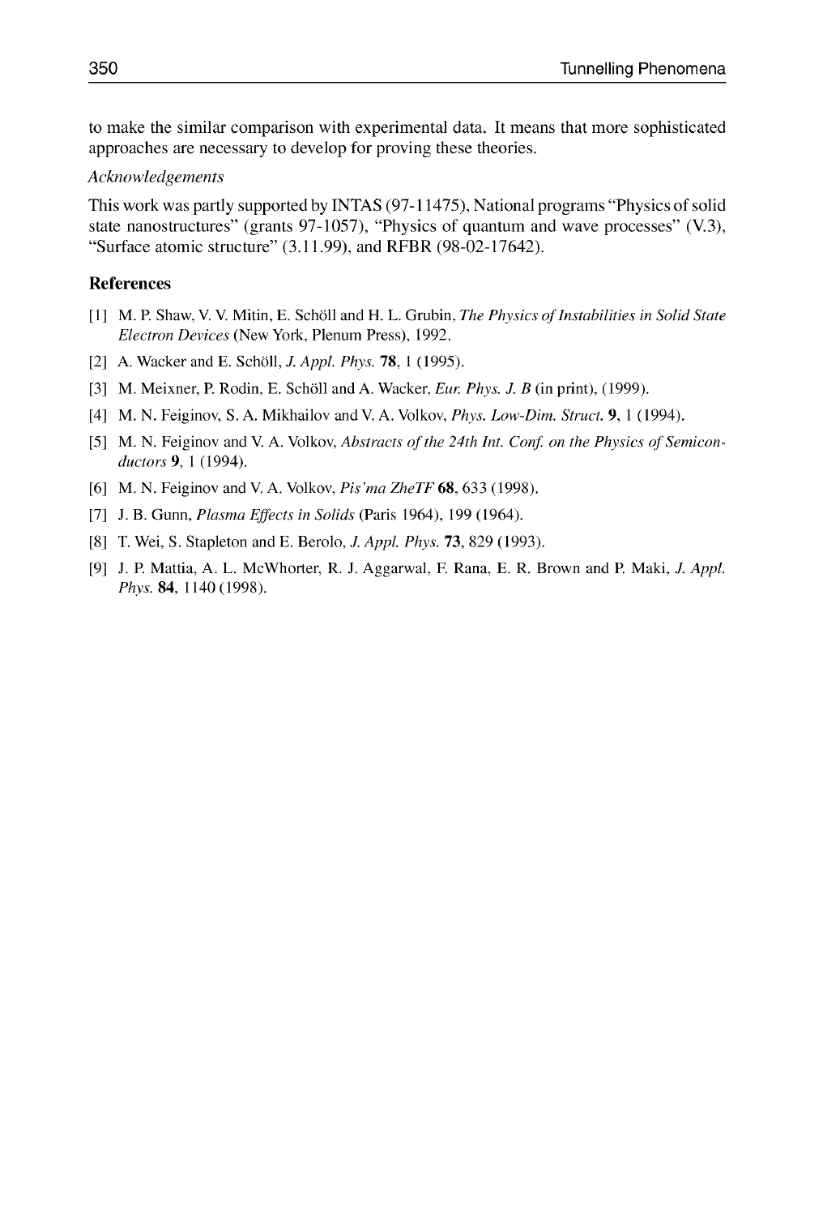to make the similar comparison with experimental data. It means that more sophisticated approaches are necessary to develop for proving these theories.

*Acknowledgements*

This work was partly supported by INTAS (97-11475), National programs "Physics of solid state nanostructures" (grants 97-1057), "Physics of quantum and wave processes" (V.3), "Surface atomic structure" (3.11.99), and RFBR (98-02-17642).

## References

[1] M. P. Shaw, V. V. Mitin, E. Schöll and H. L. Grubin, *The Physics of Instabilities in Solid State Electron Devices* (New York, Plenum Press), 1992.

[2] A. Wacker and E. Schöll, *J. Appl. Phys.* **78**, 1 (1995).

[3] M. Meixner, P. Rodin, E. Schöll and A. Wacker, *Eur. Phys. J. B* (in print), (1999).

[4] M. N. Feiginov, S. A. Mikhailov and V. A. Volkov, *Phys. Low-Dim. Struct.* **9**, 1 (1994).

[5] M. N. Feiginov and V. A. Volkov, *Abstracts of the 24th Int. Conf. on the Physics of Semiconductors* **9**, 1 (1994).

[6] M. N. Feiginov and V. A. Volkov, *Pis'ma ZheTF* **68**, 633 (1998).

[7] J. B. Gunn, *Plasma Effects in Solids* (Paris 1964), 199 (1964).

[8] T. Wei, S. Stapleton and E. Berolo, *J. Appl. Phys.* **73**, 829 (1993).

[9] J. P. Mattia, A. L. McWhorter, R. J. Aggarwal, F. Rana, E. R. Brown and P. Maki, *J. Appl. Phys.* **84**, 1140 (1998).